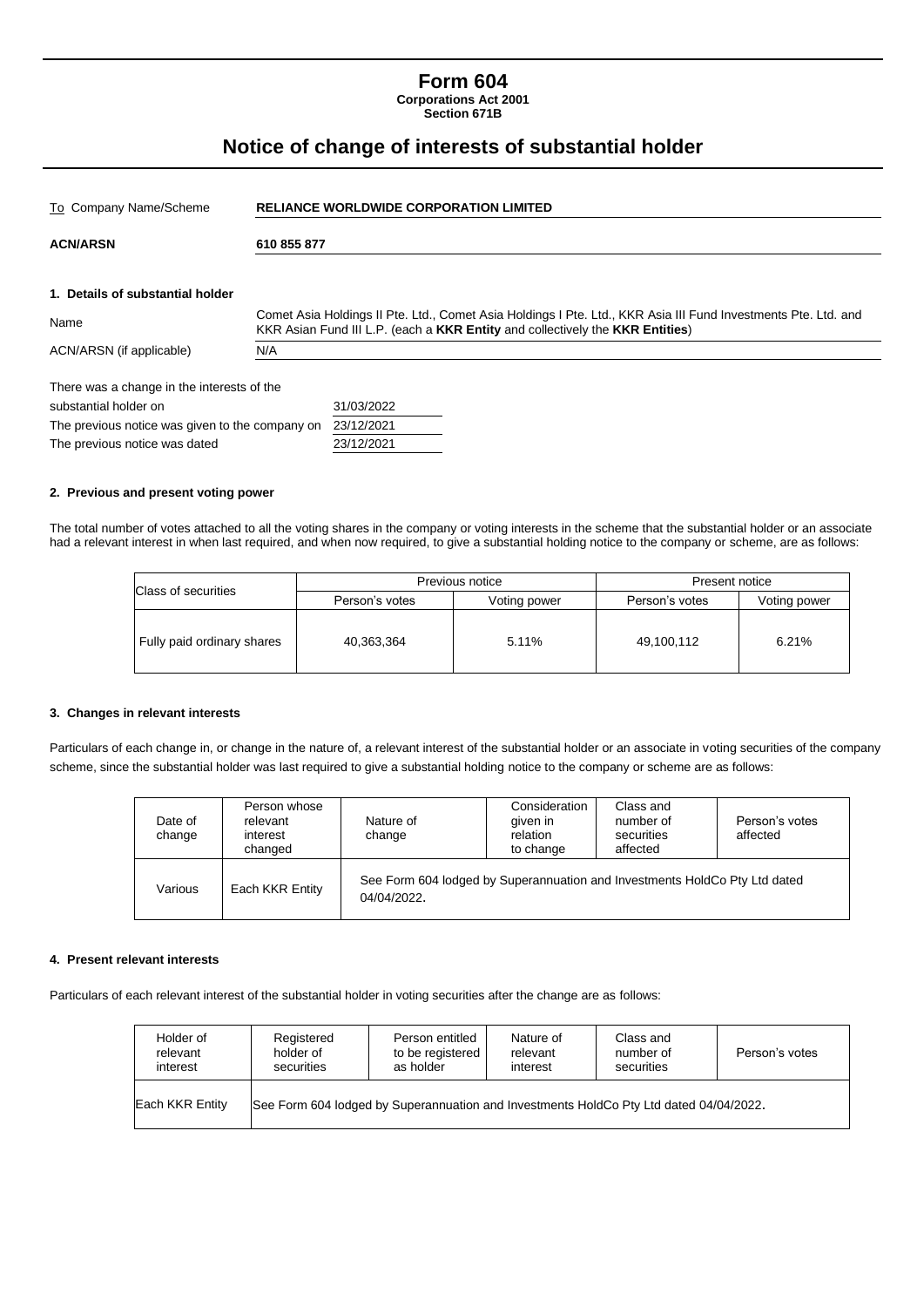# Form 604

**Corporations Act 2001**
**Section 671B**

## Notice of change of interests of substantial holder

| | |
|---|---|
| To Company Name/Scheme | **RELIANCE WORLDWIDE CORPORATION LIMITED** |
| **ACN/ARSN** | **610 855 877** |

### 1. Details of substantial holder

| | |
|---|---|
| Name | Comet Asia Holdings II Pte. Ltd., Comet Asia Holdings I Pte. Ltd., KKR Asia III Fund Investments Pte. Ltd. and KKR Asian Fund III L.P. (each a **KKR Entity** and collectively the **KKR Entities**) |
| ACN/ARSN (if applicable) | N/A |

There was a change in the interests of the substantial holder on 31/03/2022

The previous notice was given to the company on 23/12/2021

The previous notice was dated 23/12/2021

### 2. Previous and present voting power

The total number of votes attached to all the voting shares in the company or voting interests in the scheme that the substantial holder or an associate had a relevant interest in when last required, and when now required, to give a substantial holding notice to the company or scheme, are as follows:

| Class of securities | Previous notice | | Present notice | |
|---|---|---|---|---|
| | Person's votes | Voting power | Person's votes | Voting power |
| Fully paid ordinary shares | 40,363,364 | 5.11% | 49,100,112 | 6.21% |

### 3. Changes in relevant interests

Particulars of each change in, or change in the nature of, a relevant interest of the substantial holder or an associate in voting securities of the company scheme, since the substantial holder was last required to give a substantial holding notice to the company or scheme are as follows:

| Date of change | Person whose relevant interest changed | Nature of change | Consideration given in relation to change | Class and number of securities affected | Person's votes affected |
|---|---|---|---|---|---|
| Various | Each KKR Entity | See Form 604 lodged by Superannuation and Investments HoldCo Pty Ltd dated 04/04/2022. | | | |

### 4. Present relevant interests

Particulars of each relevant interest of the substantial holder in voting securities after the change are as follows:

| Holder of relevant interest | Registered holder of securities | Person entitled to be registered as holder | Nature of relevant interest | Class and number of securities | Person's votes |
|---|---|---|---|---|---|
| Each KKR Entity | See Form 604 lodged by Superannuation and Investments HoldCo Pty Ltd dated 04/04/2022. | | | | |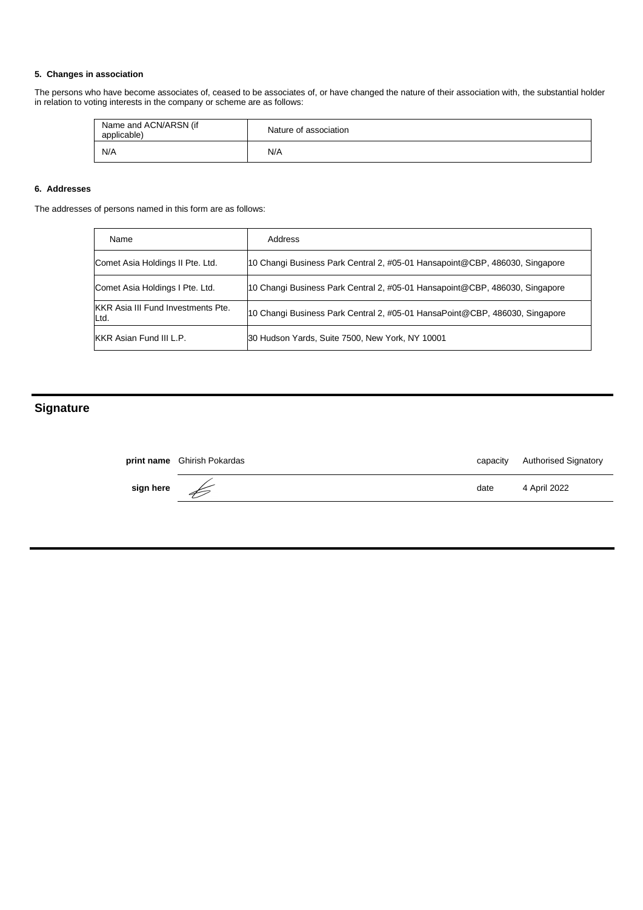#### 5. Changes in association

The persons who have become associates of, ceased to be associates of, or have changed the nature of their association with, the substantial holder in relation to voting interests in the company or scheme are as follows:

| Name and ACN/ARSN (if applicable) | Nature of association |
|---|---|
| N/A | N/A |

#### 6. Addresses

The addresses of persons named in this form are as follows:

| Name | Address |
|---|---|
| Comet Asia Holdings II Pte. Ltd. | 10 Changi Business Park Central 2, #05-01 Hansapoint@CBP, 486030, Singapore |
| Comet Asia Holdings I Pte. Ltd. | 10 Changi Business Park Central 2, #05-01 Hansapoint@CBP, 486030, Singapore |
| KKR Asia III Fund Investments Pte. Ltd. | 10 Changi Business Park Central 2, #05-01 HansaPoint@CBP, 486030, Singapore |
| KKR Asian Fund III L.P. | 30 Hudson Yards, Suite 7500, New York, NY 10001 |

## Signature

| | | | |
|---|---|---|---|
| **print name** | Ghirish Pokardas | capacity | Authorised Signatory |
| **sign here** | | date | 4 April 2022 |